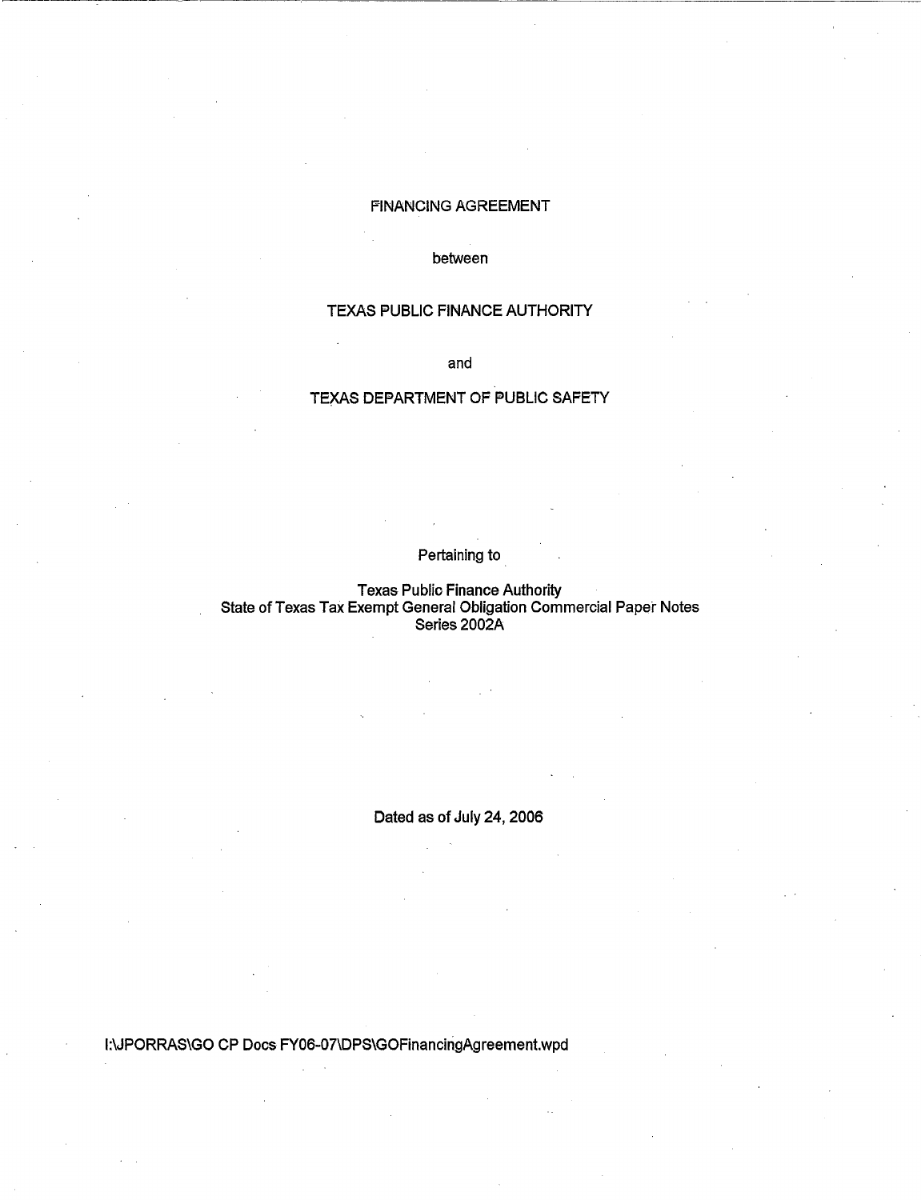# FINANCING AGREEMENT

between

TEXAS PUBLIC FINANCE AUTHORITY

and

TEXAS DEPARTMENT OF PUBLIC SAFETY

Pertaining to

Texas Public Finance Authority
State of Texas Tax Exempt General Obligation Commercial Paper Notes
Series 2002A

Dated as of July 24, 2006

I:\JPORRAS\GO CP Docs FY06-07\DPS\GOFinancingAgreement.wpd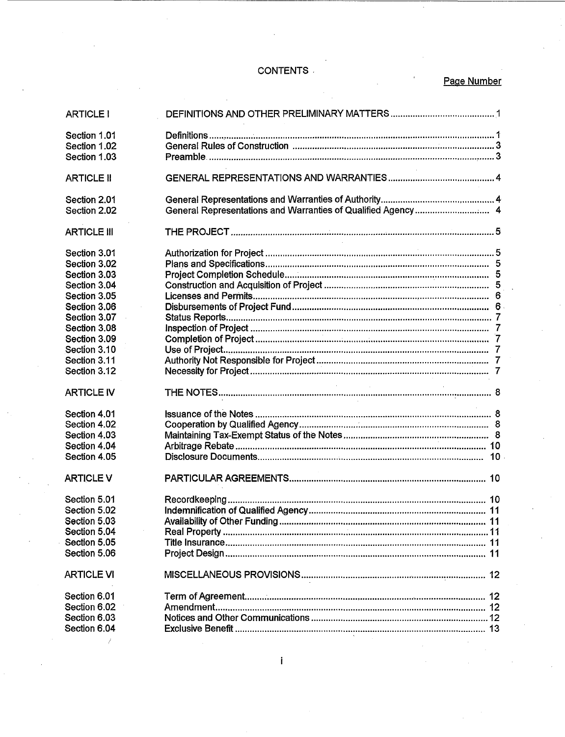# CONTENTS

| | | Page Number |
|---|---|---|
| ARTICLE I | DEFINITIONS AND OTHER PRELIMINARY MATTERS | 1 |
| Section 1.01 | Definitions | 1 |
| Section 1.02 | General Rules of Construction | 3 |
| Section 1.03 | Preamble | 3 |
| ARTICLE II | GENERAL REPRESENTATIONS AND WARRANTIES | 4 |
| Section 2.01 | General Representations and Warranties of Authority | 4 |
| Section 2.02 | General Representations and Warranties of Qualified Agency | 4 |
| ARTICLE III | THE PROJECT | 5 |
| Section 3.01 | Authorization for Project | 5 |
| Section 3.02 | Plans and Specifications | 5 |
| Section 3.03 | Project Completion Schedule | 5 |
| Section 3.04 | Construction and Acquisition of Project | 5 |
| Section 3.05 | Licenses and Permits | 6 |
| Section 3.06 | Disbursements of Project Fund | 6 |
| Section 3.07 | Status Reports | 7 |
| Section 3.08 | Inspection of Project | 7 |
| Section 3.09 | Completion of Project | 7 |
| Section 3.10 | Use of Project | 7 |
| Section 3.11 | Authority Not Responsible for Project | 7 |
| Section 3.12 | Necessity for Project | 7 |
| ARTICLE IV | THE NOTES | 8 |
| Section 4.01 | Issuance of the Notes | 8 |
| Section 4.02 | Cooperation by Qualified Agency | 8 |
| Section 4.03 | Maintaining Tax-Exempt Status of the Notes | 8 |
| Section 4.04 | Arbitrage Rebate | 10 |
| Section 4.05 | Disclosure Documents | 10 |
| ARTICLE V | PARTICULAR AGREEMENTS | 10 |
| Section 5.01 | Recordkeeping | 10 |
| Section 5.02 | Indemnification of Qualified Agency | 11 |
| Section 5.03 | Availability of Other Funding | 11 |
| Section 5.04 | Real Property | 11 |
| Section 5.05 | Title Insurance | 11 |
| Section 5.06 | Project Design | 11 |
| ARTICLE VI | MISCELLANEOUS PROVISIONS | 12 |
| Section 6.01 | Term of Agreement | 12 |
| Section 6.02 | Amendment | 12 |
| Section 6.03 | Notices and Other Communications | 12 |
| Section 6.04 | Exclusive Benefit | 13 |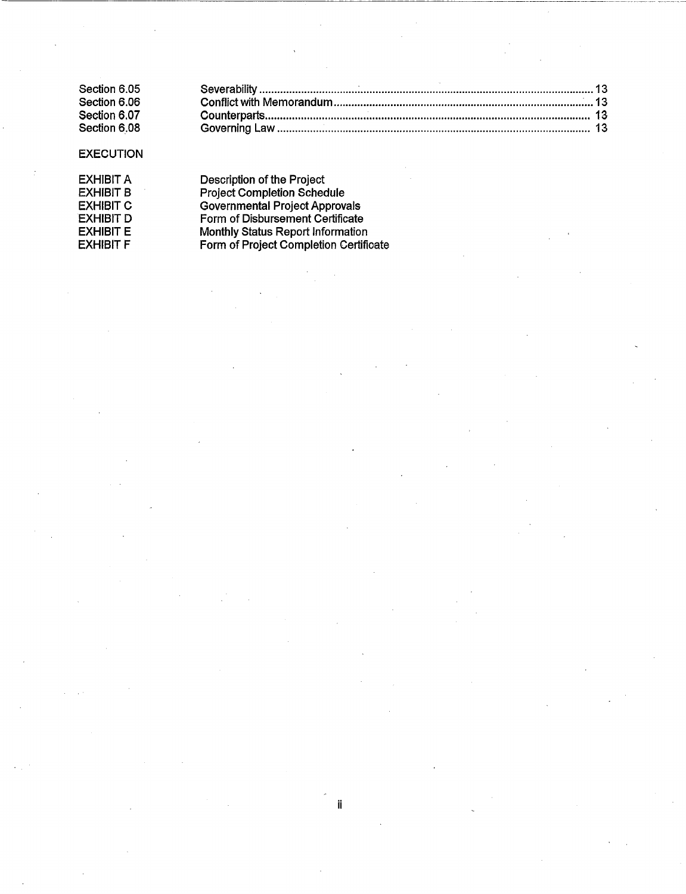| | | |
|---|---|---|
| Section 6.05 | Severability | 13 |
| Section 6.06 | Conflict with Memorandum | 13 |
| Section 6.07 | Counterparts | 13 |
| Section 6.08 | Governing Law | 13 |

EXECUTION

| | |
|---|---|
| EXHIBIT A | Description of the Project |
| EXHIBIT B | Project Completion Schedule |
| EXHIBIT C | Governmental Project Approvals |
| EXHIBIT D | Form of Disbursement Certificate |
| EXHIBIT E | Monthly Status Report Information |
| EXHIBIT F | Form of Project Completion Certificate |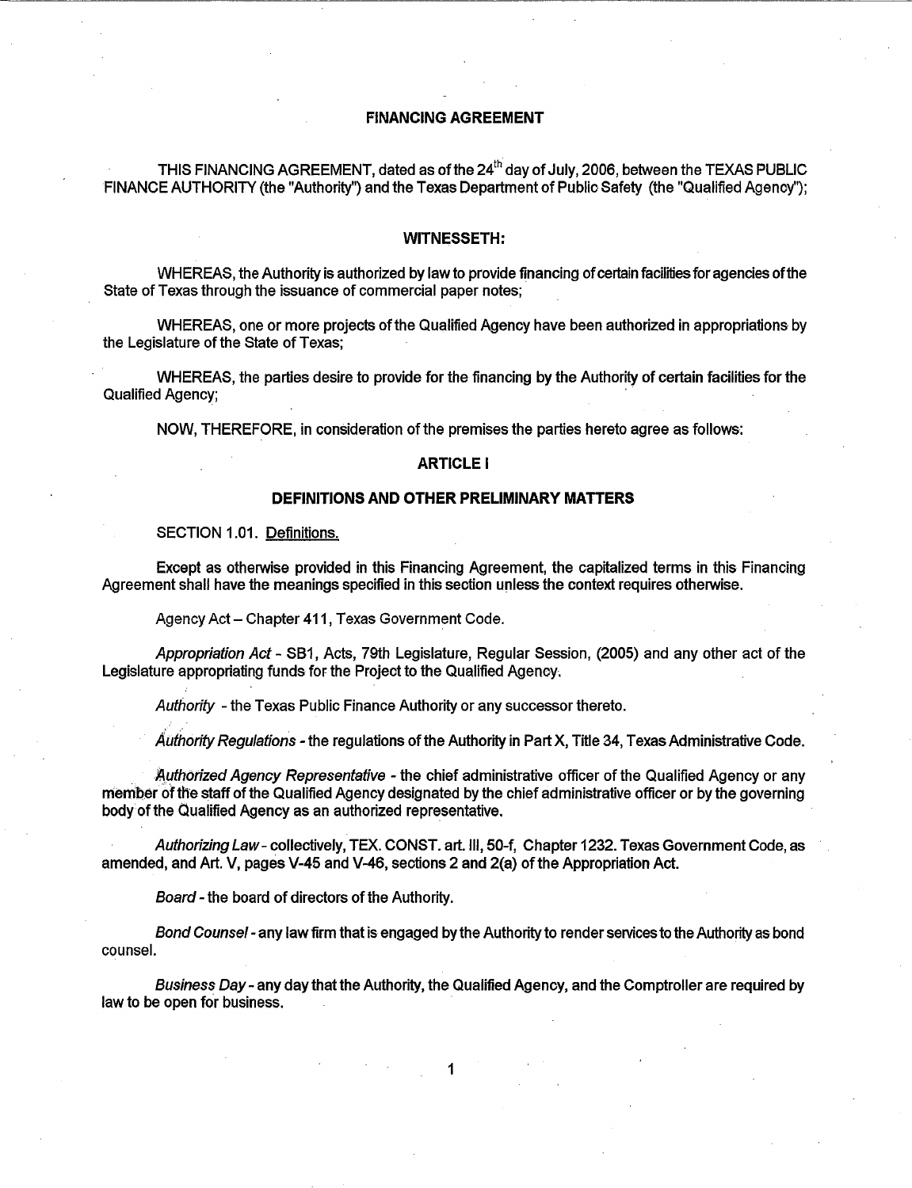# FINANCING AGREEMENT

THIS FINANCING AGREEMENT, dated as of the 24th day of July, 2006, between the TEXAS PUBLIC FINANCE AUTHORITY (the "Authority") and the Texas Department of Public Safety (the "Qualified Agency");

## WITNESSETH:

WHEREAS, the Authority is authorized by law to provide financing of certain facilities for agencies of the State of Texas through the issuance of commercial paper notes;

WHEREAS, one or more projects of the Qualified Agency have been authorized in appropriations by the Legislature of the State of Texas;

WHEREAS, the parties desire to provide for the financing by the Authority of certain facilities for the Qualified Agency;

NOW, THEREFORE, in consideration of the premises the parties hereto agree as follows:

## ARTICLE I

## DEFINITIONS AND OTHER PRELIMINARY MATTERS

SECTION 1.01. Definitions.

Except as otherwise provided in this Financing Agreement, the capitalized terms in this Financing Agreement shall have the meanings specified in this section unless the context requires otherwise.

Agency Act – Chapter 411, Texas Government Code.

*Appropriation Act* - SB1, Acts, 79th Legislature, Regular Session, (2005) and any other act of the Legislature appropriating funds for the Project to the Qualified Agency.

*Authority* - the Texas Public Finance Authority or any successor thereto.

*Authority Regulations* - the regulations of the Authority in Part X, Title 34, Texas Administrative Code.

*Authorized Agency Representative* - the chief administrative officer of the Qualified Agency or any member of the staff of the Qualified Agency designated by the chief administrative officer or by the governing body of the Qualified Agency as an authorized representative.

*Authorizing Law* - collectively, TEX. CONST. art. III, 50-f, Chapter 1232. Texas Government Code, as amended, and Art. V, pages V-45 and V-46, sections 2 and 2(a) of the Appropriation Act.

*Board* - the board of directors of the Authority.

*Bond Counsel* - any law firm that is engaged by the Authority to render services to the Authority as bond counsel.

*Business Day* - any day that the Authority, the Qualified Agency, and the Comptroller are required by law to be open for business.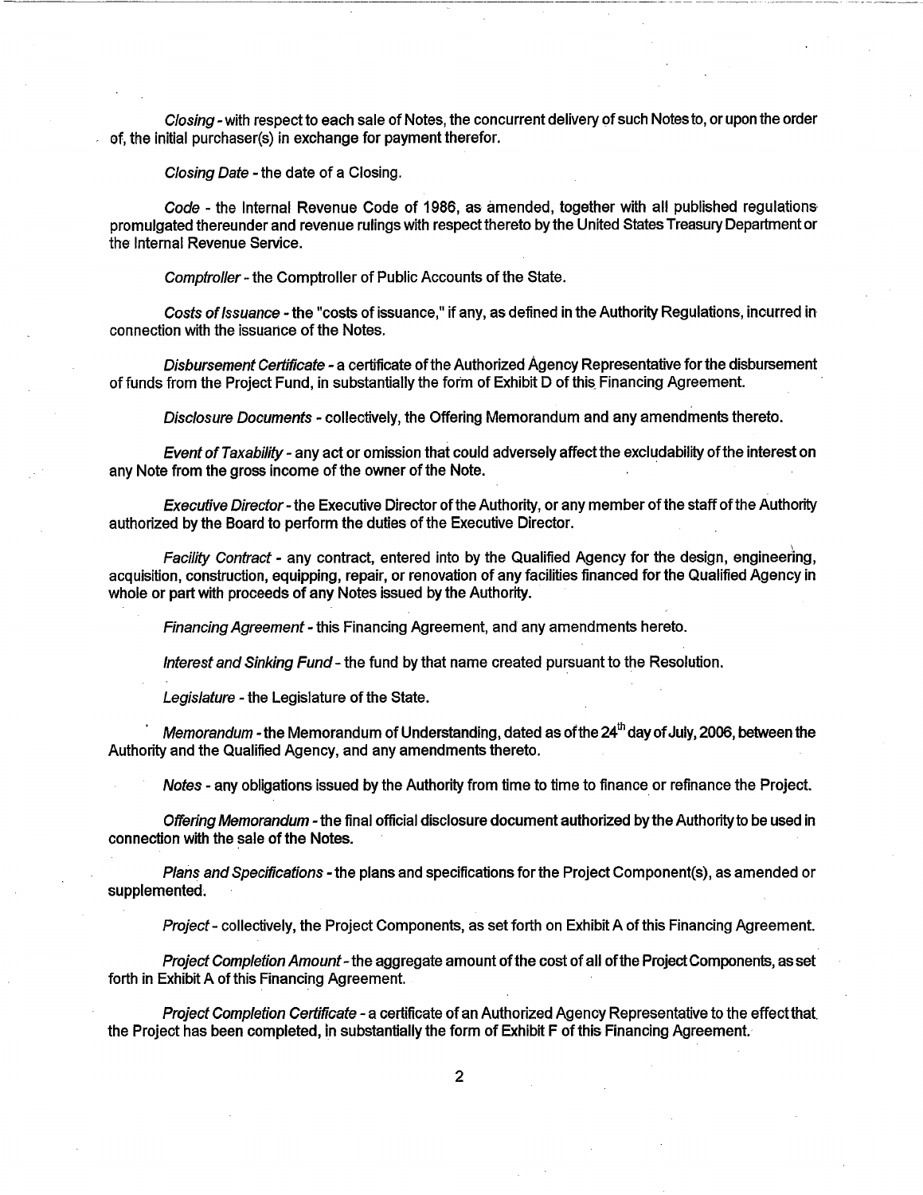*Closing* - with respect to each sale of Notes, the concurrent delivery of such Notes to, or upon the order of, the initial purchaser(s) in exchange for payment therefor.

*Closing Date* - the date of a Closing.

*Code* - the Internal Revenue Code of 1986, as amended, together with all published regulations promulgated thereunder and revenue rulings with respect thereto by the United States Treasury Department or the Internal Revenue Service.

*Comptroller* - the Comptroller of Public Accounts of the State.

*Costs of Issuance* - the "costs of issuance," if any, as defined in the Authority Regulations, incurred in connection with the issuance of the Notes.

*Disbursement Certificate* - a certificate of the Authorized Agency Representative for the disbursement of funds from the Project Fund, in substantially the form of Exhibit D of this Financing Agreement.

*Disclosure Documents* - collectively, the Offering Memorandum and any amendments thereto.

*Event of Taxability* - any act or omission that could adversely affect the excludability of the interest on any Note from the gross income of the owner of the Note.

*Executive Director* - the Executive Director of the Authority, or any member of the staff of the Authority authorized by the Board to perform the duties of the Executive Director.

*Facility Contract* - any contract, entered into by the Qualified Agency for the design, engineering, acquisition, construction, equipping, repair, or renovation of any facilities financed for the Qualified Agency in whole or part with proceeds of any Notes issued by the Authority.

*Financing Agreement* - this Financing Agreement, and any amendments hereto.

*Interest and Sinking Fund* - the fund by that name created pursuant to the Resolution.

*Legislature* - the Legislature of the State.

*Memorandum* - the Memorandum of Understanding, dated as of the 24th day of July, 2006, between the Authority and the Qualified Agency, and any amendments thereto.

*Notes* - any obligations issued by the Authority from time to time to finance or refinance the Project.

*Offering Memorandum* - the final official disclosure document authorized by the Authority to be used in connection with the sale of the Notes.

*Plans and Specifications* - the plans and specifications for the Project Component(s), as amended or supplemented.

*Project* - collectively, the Project Components, as set forth on Exhibit A of this Financing Agreement.

*Project Completion Amount* - the aggregate amount of the cost of all of the Project Components, as set forth in Exhibit A of this Financing Agreement.

*Project Completion Certificate* - a certificate of an Authorized Agency Representative to the effect that the Project has been completed, in substantially the form of Exhibit F of this Financing Agreement.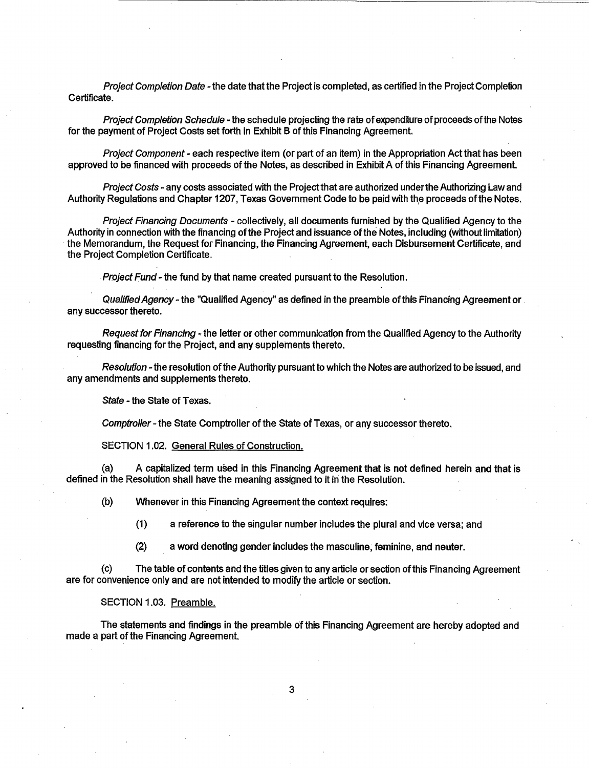*Project Completion Date* - the date that the Project is completed, as certified in the Project Completion Certificate.

*Project Completion Schedule* - the schedule projecting the rate of expenditure of proceeds of the Notes for the payment of Project Costs set forth in Exhibit B of this Financing Agreement.

*Project Component* - each respective item (or part of an item) in the Appropriation Act that has been approved to be financed with proceeds of the Notes, as described in Exhibit A of this Financing Agreement.

*Project Costs* - any costs associated with the Project that are authorized under the Authorizing Law and Authority Regulations and Chapter 1207, Texas Government Code to be paid with the proceeds of the Notes.

*Project Financing Documents* - collectively, all documents furnished by the Qualified Agency to the Authority in connection with the financing of the Project and issuance of the Notes, including (without limitation) the Memorandum, the Request for Financing, the Financing Agreement, each Disbursement Certificate, and the Project Completion Certificate.

*Project Fund* - the fund by that name created pursuant to the Resolution.

*Qualified Agency* - the "Qualified Agency" as defined in the preamble of this Financing Agreement or any successor thereto.

*Request for Financing* - the letter or other communication from the Qualified Agency to the Authority requesting financing for the Project, and any supplements thereto.

*Resolution* - the resolution of the Authority pursuant to which the Notes are authorized to be issued, and any amendments and supplements thereto.

*State* - the State of Texas.

*Comptroller* - the State Comptroller of the State of Texas, or any successor thereto.

SECTION 1.02. <u>General Rules of Construction.</u>

(a) A capitalized term used in this Financing Agreement that is not defined herein and that is defined in the Resolution shall have the meaning assigned to it in the Resolution.

(b) Whenever in this Financing Agreement the context requires:

(1) a reference to the singular number includes the plural and vice versa; and

(2) a word denoting gender includes the masculine, feminine, and neuter.

(c) The table of contents and the titles given to any article or section of this Financing Agreement are for convenience only and are not intended to modify the article or section.

SECTION 1.03. <u>Preamble.</u>

The statements and findings in the preamble of this Financing Agreement are hereby adopted and made a part of the Financing Agreement.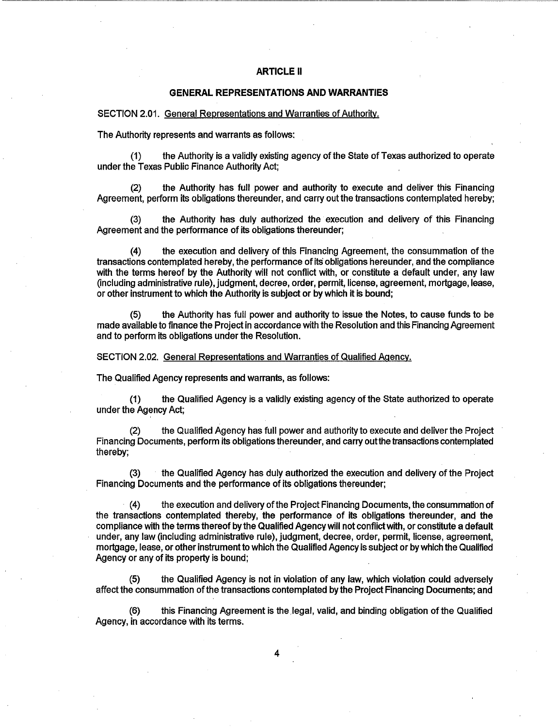## ARTICLE II

## GENERAL REPRESENTATIONS AND WARRANTIES

SECTION 2.01. General Representations and Warranties of Authority.

The Authority represents and warrants as follows:

(1) the Authority is a validly existing agency of the State of Texas authorized to operate under the Texas Public Finance Authority Act;

(2) the Authority has full power and authority to execute and deliver this Financing Agreement, perform its obligations thereunder, and carry out the transactions contemplated hereby;

(3) the Authority has duly authorized the execution and delivery of this Financing Agreement and the performance of its obligations thereunder;

(4) the execution and delivery of this Financing Agreement, the consummation of the transactions contemplated hereby, the performance of its obligations hereunder, and the compliance with the terms hereof by the Authority will not conflict with, or constitute a default under, any law (including administrative rule), judgment, decree, order, permit, license, agreement, mortgage, lease, or other instrument to which the Authority is subject or by which it is bound;

(5) the Authority has full power and authority to issue the Notes, to cause funds to be made available to finance the Project in accordance with the Resolution and this Financing Agreement and to perform its obligations under the Resolution.

SECTION 2.02. General Representations and Warranties of Qualified Agency.

The Qualified Agency represents and warrants, as follows:

(1) the Qualified Agency is a validly existing agency of the State authorized to operate under the Agency Act;

(2) the Qualified Agency has full power and authority to execute and deliver the Project Financing Documents, perform its obligations thereunder, and carry out the transactions contemplated thereby;

(3) the Qualified Agency has duly authorized the execution and delivery of the Project Financing Documents and the performance of its obligations thereunder;

(4) the execution and delivery of the Project Financing Documents, the consummation of the transactions contemplated thereby, the performance of its obligations thereunder, and the compliance with the terms thereof by the Qualified Agency will not conflict with, or constitute a default under, any law (including administrative rule), judgment, decree, order, permit, license, agreement, mortgage, lease, or other instrument to which the Qualified Agency is subject or by which the Qualified Agency or any of its property is bound;

(5) the Qualified Agency is not in violation of any law, which violation could adversely affect the consummation of the transactions contemplated by the Project Financing Documents; and

(6) this Financing Agreement is the legal, valid, and binding obligation of the Qualified Agency, in accordance with its terms.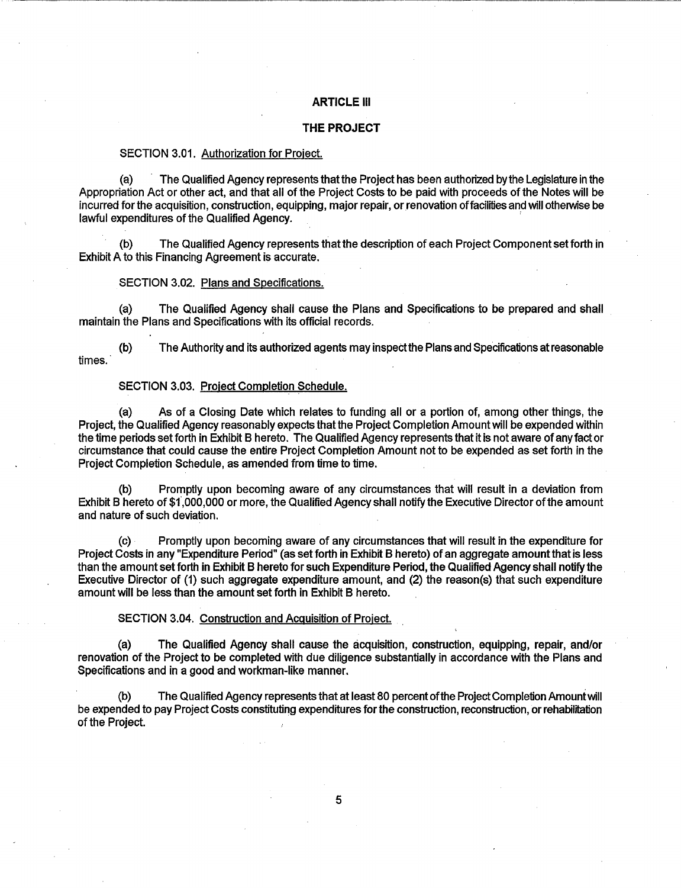## ARTICLE III

## THE PROJECT

SECTION 3.01. Authorization for Project.

(a) The Qualified Agency represents that the Project has been authorized by the Legislature in the Appropriation Act or other act, and that all of the Project Costs to be paid with proceeds of the Notes will be incurred for the acquisition, construction, equipping, major repair, or renovation of facilities and will otherwise be lawful expenditures of the Qualified Agency.

(b) The Qualified Agency represents that the description of each Project Component set forth in Exhibit A to this Financing Agreement is accurate.

SECTION 3.02. Plans and Specifications.

(a) The Qualified Agency shall cause the Plans and Specifications to be prepared and shall maintain the Plans and Specifications with its official records.

(b) The Authority and its authorized agents may inspect the Plans and Specifications at reasonable times.

SECTION 3.03. Project Completion Schedule.

(a) As of a Closing Date which relates to funding all or a portion of, among other things, the Project, the Qualified Agency reasonably expects that the Project Completion Amount will be expended within the time periods set forth in Exhibit B hereto. The Qualified Agency represents that it is not aware of any fact or circumstance that could cause the entire Project Completion Amount not to be expended as set forth in the Project Completion Schedule, as amended from time to time.

(b) Promptly upon becoming aware of any circumstances that will result in a deviation from Exhibit B hereto of $1,000,000 or more, the Qualified Agency shall notify the Executive Director of the amount and nature of such deviation.

(c) Promptly upon becoming aware of any circumstances that will result in the expenditure for Project Costs in any "Expenditure Period" (as set forth in Exhibit B hereto) of an aggregate amount that is less than the amount set forth in Exhibit B hereto for such Expenditure Period, the Qualified Agency shall notify the Executive Director of (1) such aggregate expenditure amount, and (2) the reason(s) that such expenditure amount will be less than the amount set forth in Exhibit B hereto.

SECTION 3.04. Construction and Acquisition of Project.

(a) The Qualified Agency shall cause the acquisition, construction, equipping, repair, and/or renovation of the Project to be completed with due diligence substantially in accordance with the Plans and Specifications and in a good and workman-like manner.

(b) The Qualified Agency represents that at least 80 percent of the Project Completion Amount will be expended to pay Project Costs constituting expenditures for the construction, reconstruction, or rehabilitation of the Project.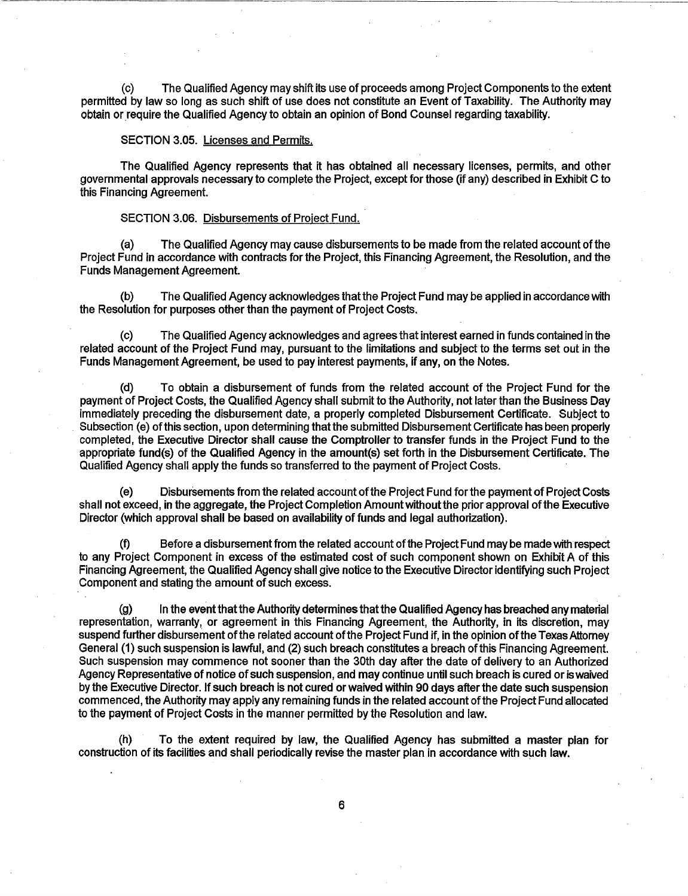(c) The Qualified Agency may shift its use of proceeds among Project Components to the extent permitted by law so long as such shift of use does not constitute an Event of Taxability. The Authority may obtain or require the Qualified Agency to obtain an opinion of Bond Counsel regarding taxability.

SECTION 3.05. Licenses and Permits.

The Qualified Agency represents that it has obtained all necessary licenses, permits, and other governmental approvals necessary to complete the Project, except for those (if any) described in Exhibit C to this Financing Agreement.

SECTION 3.06. Disbursements of Project Fund.

(a) The Qualified Agency may cause disbursements to be made from the related account of the Project Fund in accordance with contracts for the Project, this Financing Agreement, the Resolution, and the Funds Management Agreement.

(b) The Qualified Agency acknowledges that the Project Fund may be applied in accordance with the Resolution for purposes other than the payment of Project Costs.

(c) The Qualified Agency acknowledges and agrees that interest earned in funds contained in the related account of the Project Fund may, pursuant to the limitations and subject to the terms set out in the Funds Management Agreement, be used to pay interest payments, if any, on the Notes.

(d) To obtain a disbursement of funds from the related account of the Project Fund for the payment of Project Costs, the Qualified Agency shall submit to the Authority, not later than the Business Day immediately preceding the disbursement date, a properly completed Disbursement Certificate. Subject to Subsection (e) of this section, upon determining that the submitted Disbursement Certificate has been properly completed, the Executive Director shall cause the Comptroller to transfer funds in the Project Fund to the appropriate fund(s) of the Qualified Agency in the amount(s) set forth in the Disbursement Certificate. The Qualified Agency shall apply the funds so transferred to the payment of Project Costs.

(e) Disbursements from the related account of the Project Fund for the payment of Project Costs shall not exceed, in the aggregate, the Project Completion Amount without the prior approval of the Executive Director (which approval shall be based on availability of funds and legal authorization).

(f) Before a disbursement from the related account of the Project Fund may be made with respect to any Project Component in excess of the estimated cost of such component shown on Exhibit A of this Financing Agreement, the Qualified Agency shall give notice to the Executive Director identifying such Project Component and stating the amount of such excess.

(g) In the event that the Authority determines that the Qualified Agency has breached any material representation, warranty, or agreement in this Financing Agreement, the Authority, in its discretion, may suspend further disbursement of the related account of the Project Fund if, in the opinion of the Texas Attorney General (1) such suspension is lawful, and (2) such breach constitutes a breach of this Financing Agreement. Such suspension may commence not sooner than the 30th day after the date of delivery to an Authorized Agency Representative of notice of such suspension, and may continue until such breach is cured or is waived by the Executive Director. If such breach is not cured or waived within 90 days after the date such suspension commenced, the Authority may apply any remaining funds in the related account of the Project Fund allocated to the payment of Project Costs in the manner permitted by the Resolution and law.

(h) To the extent required by law, the Qualified Agency has submitted a master plan for construction of its facilities and shall periodically revise the master plan in accordance with such law.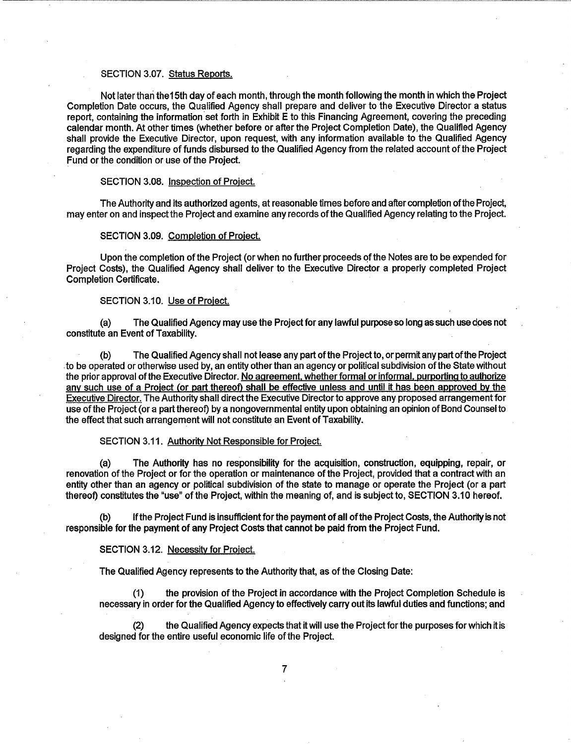SECTION 3.07. Status Reports.

Not later than the15th day of each month, through the month following the month in which the Project Completion Date occurs, the Qualified Agency shall prepare and deliver to the Executive Director a status report, containing the information set forth in Exhibit E to this Financing Agreement, covering the preceding calendar month. At other times (whether before or after the Project Completion Date), the Qualified Agency shall provide the Executive Director, upon request, with any information available to the Qualified Agency regarding the expenditure of funds disbursed to the Qualified Agency from the related account of the Project Fund or the condition or use of the Project.

SECTION 3.08. Inspection of Project.

The Authority and its authorized agents, at reasonable times before and after completion of the Project, may enter on and inspect the Project and examine any records of the Qualified Agency relating to the Project.

SECTION 3.09. Completion of Project.

Upon the completion of the Project (or when no further proceeds of the Notes are to be expended for Project Costs), the Qualified Agency shall deliver to the Executive Director a properly completed Project Completion Certificate.

SECTION 3.10. Use of Project.

(a) The Qualified Agency may use the Project for any lawful purpose so long as such use does not constitute an Event of Taxability.

(b) The Qualified Agency shall not lease any part of the Project to, or permit any part of the Project to be operated or otherwise used by, an entity other than an agency or political subdivision of the State without the prior approval of the Executive Director. No agreement, whether formal or informal, purporting to authorize any such use of a Project (or part thereof) shall be effective unless and until it has been approved by the Executive Director. The Authority shall direct the Executive Director to approve any proposed arrangement for use of the Project (or a part thereof) by a nongovernmental entity upon obtaining an opinion of Bond Counsel to the effect that such arrangement will not constitute an Event of Taxability.

SECTION 3.11. Authority Not Responsible for Project.

(a) The Authority has no responsibility for the acquisition, construction, equipping, repair, or renovation of the Project or for the operation or maintenance of the Project, provided that a contract with an entity other than an agency or political subdivision of the state to manage or operate the Project (or a part thereof) constitutes the "use" of the Project, within the meaning of, and is subject to, SECTION 3.10 hereof.

(b) If the Project Fund is insufficient for the payment of all of the Project Costs, the Authority is not responsible for the payment of any Project Costs that cannot be paid from the Project Fund.

SECTION 3.12. Necessity for Project.

The Qualified Agency represents to the Authority that, as of the Closing Date:

(1) the provision of the Project in accordance with the Project Completion Schedule is necessary in order for the Qualified Agency to effectively carry out its lawful duties and functions; and

(2) the Qualified Agency expects that it will use the Project for the purposes for which it is designed for the entire useful economic life of the Project.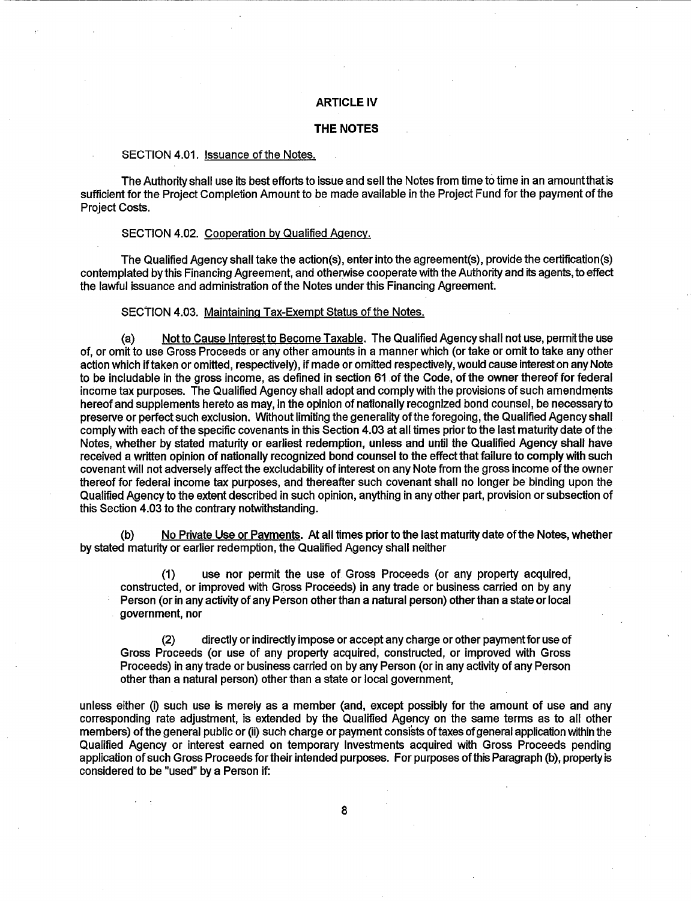# ARTICLE IV

## THE NOTES

SECTION 4.01. Issuance of the Notes.

The Authority shall use its best efforts to issue and sell the Notes from time to time in an amount that is sufficient for the Project Completion Amount to be made available in the Project Fund for the payment of the Project Costs.

SECTION 4.02. Cooperation by Qualified Agency.

The Qualified Agency shall take the action(s), enter into the agreement(s), provide the certification(s) contemplated by this Financing Agreement, and otherwise cooperate with the Authority and its agents, to effect the lawful issuance and administration of the Notes under this Financing Agreement.

SECTION 4.03. Maintaining Tax-Exempt Status of the Notes.

(a) Not to Cause Interest to Become Taxable. The Qualified Agency shall not use, permit the use of, or omit to use Gross Proceeds or any other amounts in a manner which (or take or omit to take any other action which if taken or omitted, respectively), if made or omitted respectively, would cause interest on any Note to be includable in the gross income, as defined in section 61 of the Code, of the owner thereof for federal income tax purposes. The Qualified Agency shall adopt and comply with the provisions of such amendments hereof and supplements hereto as may, in the opinion of nationally recognized bond counsel, be necessary to preserve or perfect such exclusion. Without limiting the generality of the foregoing, the Qualified Agency shall comply with each of the specific covenants in this Section 4.03 at all times prior to the last maturity date of the Notes, whether by stated maturity or earliest redemption, unless and until the Qualified Agency shall have received a written opinion of nationally recognized bond counsel to the effect that failure to comply with such covenant will not adversely affect the excludability of interest on any Note from the gross income of the owner thereof for federal income tax purposes, and thereafter such covenant shall no longer be binding upon the Qualified Agency to the extent described in such opinion, anything in any other part, provision or subsection of this Section 4.03 to the contrary notwithstanding.

(b) No Private Use or Payments. At all times prior to the last maturity date of the Notes, whether by stated maturity or earlier redemption, the Qualified Agency shall neither

> (1) use nor permit the use of Gross Proceeds (or any property acquired, constructed, or improved with Gross Proceeds) in any trade or business carried on by any Person (or in any activity of any Person other than a natural person) other than a state or local government, nor
>
> (2) directly or indirectly impose or accept any charge or other payment for use of Gross Proceeds (or use of any property acquired, constructed, or improved with Gross Proceeds) in any trade or business carried on by any Person (or in any activity of any Person other than a natural person) other than a state or local government,

unless either (i) such use is merely as a member (and, except possibly for the amount of use and any corresponding rate adjustment, is extended by the Qualified Agency on the same terms as to all other members) of the general public or (ii) such charge or payment consists of taxes of general application within the Qualified Agency or interest earned on temporary Investments acquired with Gross Proceeds pending application of such Gross Proceeds for their intended purposes. For purposes of this Paragraph (b), property is considered to be "used" by a Person if: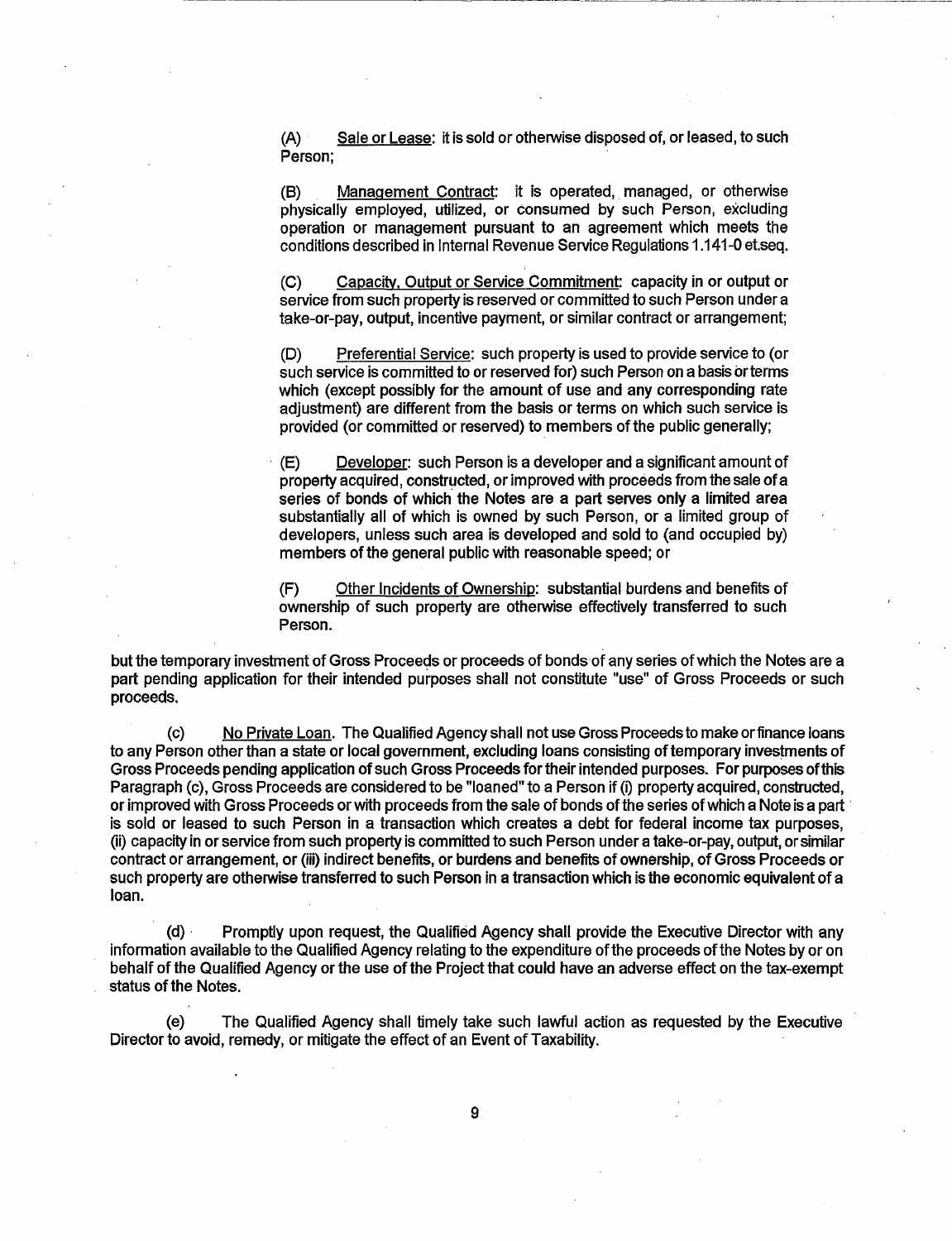(A) Sale or Lease: it is sold or otherwise disposed of, or leased, to such Person;

(B) Management Contract: it is operated, managed, or otherwise physically employed, utilized, or consumed by such Person, excluding operation or management pursuant to an agreement which meets the conditions described in Internal Revenue Service Regulations 1.141-0 et.seq.

(C) Capacity, Output or Service Commitment: capacity in or output or service from such property is reserved or committed to such Person under a take-or-pay, output, incentive payment, or similar contract or arrangement;

(D) Preferential Service: such property is used to provide service to (or such service is committed to or reserved for) such Person on a basis or terms which (except possibly for the amount of use and any corresponding rate adjustment) are different from the basis or terms on which such service is provided (or committed or reserved) to members of the public generally;

(E) Developer: such Person is a developer and a significant amount of property acquired, constructed, or improved with proceeds from the sale of a series of bonds of which the Notes are a part serves only a limited area substantially all of which is owned by such Person, or a limited group of developers, unless such area is developed and sold to (and occupied by) members of the general public with reasonable speed; or

(F) Other Incidents of Ownership: substantial burdens and benefits of ownership of such property are otherwise effectively transferred to such Person.

but the temporary investment of Gross Proceeds or proceeds of bonds of any series of which the Notes are a part pending application for their intended purposes shall not constitute "use" of Gross Proceeds or such proceeds.

(c) No Private Loan. The Qualified Agency shall not use Gross Proceeds to make or finance loans to any Person other than a state or local government, excluding loans consisting of temporary investments of Gross Proceeds pending application of such Gross Proceeds for their intended purposes. For purposes of this Paragraph (c), Gross Proceeds are considered to be "loaned" to a Person if (i) property acquired, constructed, or improved with Gross Proceeds or with proceeds from the sale of bonds of the series of which a Note is a part is sold or leased to such Person in a transaction which creates a debt for federal income tax purposes, (ii) capacity in or service from such property is committed to such Person under a take-or-pay, output, or similar contract or arrangement, or (iii) indirect benefits, or burdens and benefits of ownership, of Gross Proceeds or such property are otherwise transferred to such Person in a transaction which is the economic equivalent of a loan.

(d) Promptly upon request, the Qualified Agency shall provide the Executive Director with any information available to the Qualified Agency relating to the expenditure of the proceeds of the Notes by or on behalf of the Qualified Agency or the use of the Project that could have an adverse effect on the tax-exempt status of the Notes.

(e) The Qualified Agency shall timely take such lawful action as requested by the Executive Director to avoid, remedy, or mitigate the effect of an Event of Taxability.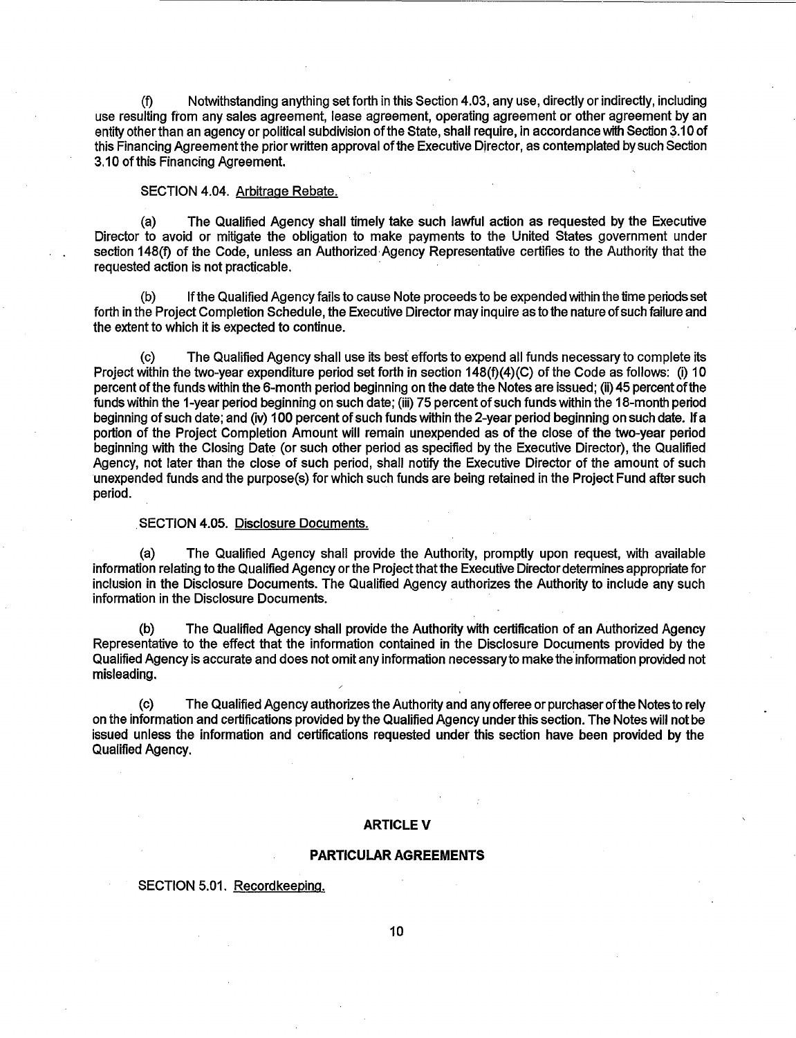(f) Notwithstanding anything set forth in this Section 4.03, any use, directly or indirectly, including use resulting from any sales agreement, lease agreement, operating agreement or other agreement by an entity other than an agency or political subdivision of the State, shall require, in accordance with Section 3.10 of this Financing Agreement the prior written approval of the Executive Director, as contemplated by such Section 3.10 of this Financing Agreement.

SECTION 4.04. Arbitrage Rebate.

(a) The Qualified Agency shall timely take such lawful action as requested by the Executive Director to avoid or mitigate the obligation to make payments to the United States government under section 148(f) of the Code, unless an Authorized Agency Representative certifies to the Authority that the requested action is not practicable.

(b) If the Qualified Agency fails to cause Note proceeds to be expended within the time periods set forth in the Project Completion Schedule, the Executive Director may inquire as to the nature of such failure and the extent to which it is expected to continue.

(c) The Qualified Agency shall use its best efforts to expend all funds necessary to complete its Project within the two-year expenditure period set forth in section 148(f)(4)(C) of the Code as follows: (i) 10 percent of the funds within the 6-month period beginning on the date the Notes are issued; (ii) 45 percent of the funds within the 1-year period beginning on such date; (iii) 75 percent of such funds within the 18-month period beginning of such date; and (iv) 100 percent of such funds within the 2-year period beginning on such date. If a portion of the Project Completion Amount will remain unexpended as of the close of the two-year period beginning with the Closing Date (or such other period as specified by the Executive Director), the Qualified Agency, not later than the close of such period, shall notify the Executive Director of the amount of such unexpended funds and the purpose(s) for which such funds are being retained in the Project Fund after such period.

SECTION 4.05. Disclosure Documents.

(a) The Qualified Agency shall provide the Authority, promptly upon request, with available information relating to the Qualified Agency or the Project that the Executive Director determines appropriate for inclusion in the Disclosure Documents. The Qualified Agency authorizes the Authority to include any such information in the Disclosure Documents.

(b) The Qualified Agency shall provide the Authority with certification of an Authorized Agency Representative to the effect that the information contained in the Disclosure Documents provided by the Qualified Agency is accurate and does not omit any information necessary to make the information provided not misleading.

(c) The Qualified Agency authorizes the Authority and any offeree or purchaser of the Notes to rely on the information and certifications provided by the Qualified Agency under this section. The Notes will not be issued unless the information and certifications requested under this section have been provided by the Qualified Agency.

## ARTICLE V

## PARTICULAR AGREEMENTS

SECTION 5.01. Recordkeeping.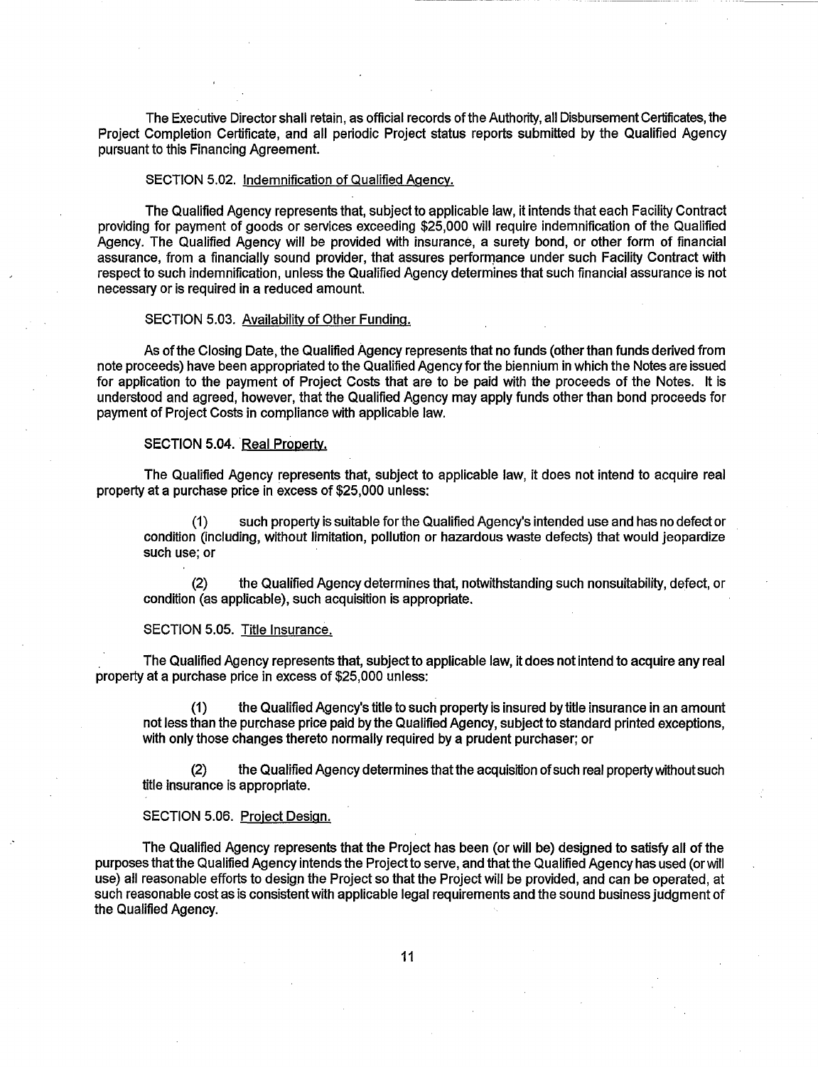The Executive Director shall retain, as official records of the Authority, all Disbursement Certificates, the Project Completion Certificate, and all periodic Project status reports submitted by the Qualified Agency pursuant to this Financing Agreement.

SECTION 5.02. Indemnification of Qualified Agency.

The Qualified Agency represents that, subject to applicable law, it intends that each Facility Contract providing for payment of goods or services exceeding $25,000 will require indemnification of the Qualified Agency. The Qualified Agency will be provided with insurance, a surety bond, or other form of financial assurance, from a financially sound provider, that assures performance under such Facility Contract with respect to such indemnification, unless the Qualified Agency determines that such financial assurance is not necessary or is required in a reduced amount.

SECTION 5.03. Availability of Other Funding.

As of the Closing Date, the Qualified Agency represents that no funds (other than funds derived from note proceeds) have been appropriated to the Qualified Agency for the biennium in which the Notes are issued for application to the payment of Project Costs that are to be paid with the proceeds of the Notes. It is understood and agreed, however, that the Qualified Agency may apply funds other than bond proceeds for payment of Project Costs in compliance with applicable law.

SECTION 5.04. Real Property.

The Qualified Agency represents that, subject to applicable law, it does not intend to acquire real property at a purchase price in excess of $25,000 unless:

(1) such property is suitable for the Qualified Agency's intended use and has no defect or condition (including, without limitation, pollution or hazardous waste defects) that would jeopardize such use; or

(2) the Qualified Agency determines that, notwithstanding such nonsuitability, defect, or condition (as applicable), such acquisition is appropriate.

SECTION 5.05. Title Insurance.

The Qualified Agency represents that, subject to applicable law, it does not intend to acquire any real property at a purchase price in excess of $25,000 unless:

(1) the Qualified Agency's title to such property is insured by title insurance in an amount not less than the purchase price paid by the Qualified Agency, subject to standard printed exceptions, with only those changes thereto normally required by a prudent purchaser; or

(2) the Qualified Agency determines that the acquisition of such real property without such title insurance is appropriate.

SECTION 5.06. Project Design.

The Qualified Agency represents that the Project has been (or will be) designed to satisfy all of the purposes that the Qualified Agency intends the Project to serve, and that the Qualified Agency has used (or will use) all reasonable efforts to design the Project so that the Project will be provided, and can be operated, at such reasonable cost as is consistent with applicable legal requirements and the sound business judgment of the Qualified Agency.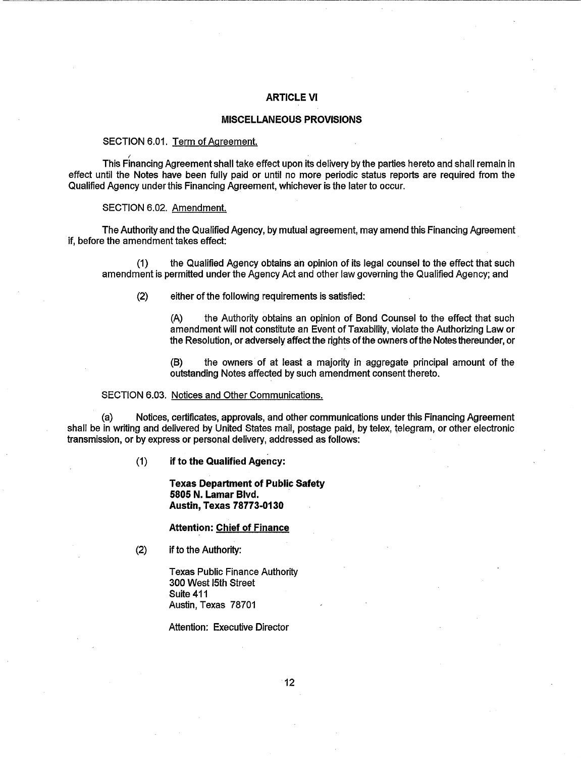## ARTICLE VI

## MISCELLANEOUS PROVISIONS

SECTION 6.01. Term of Agreement.

This Financing Agreement shall take effect upon its delivery by the parties hereto and shall remain in effect until the Notes have been fully paid or until no more periodic status reports are required from the Qualified Agency under this Financing Agreement, whichever is the later to occur.

SECTION 6.02. Amendment.

The Authority and the Qualified Agency, by mutual agreement, may amend this Financing Agreement if, before the amendment takes effect:

(1) the Qualified Agency obtains an opinion of its legal counsel to the effect that such amendment is permitted under the Agency Act and other law governing the Qualified Agency; and

(2) either of the following requirements is satisfied:

(A) the Authority obtains an opinion of Bond Counsel to the effect that such amendment will not constitute an Event of Taxability, violate the Authorizing Law or the Resolution, or adversely affect the rights of the owners of the Notes thereunder, or

(B) the owners of at least a majority in aggregate principal amount of the outstanding Notes affected by such amendment consent thereto.

SECTION 6.03. Notices and Other Communications.

(a) Notices, certificates, approvals, and other communications under this Financing Agreement shall be in writing and delivered by United States mail, postage paid, by telex, telegram, or other electronic transmission, or by express or personal delivery, addressed as follows:

(1) **if to the Qualified Agency:**

**Texas Department of Public Safety**
**5805 N. Lamar Blvd.**
**Austin, Texas 78773-0130**

**Attention: Chief of Finance**

(2) if to the Authority:

Texas Public Finance Authority
300 West l5th Street
Suite 411
Austin, Texas 78701

Attention: Executive Director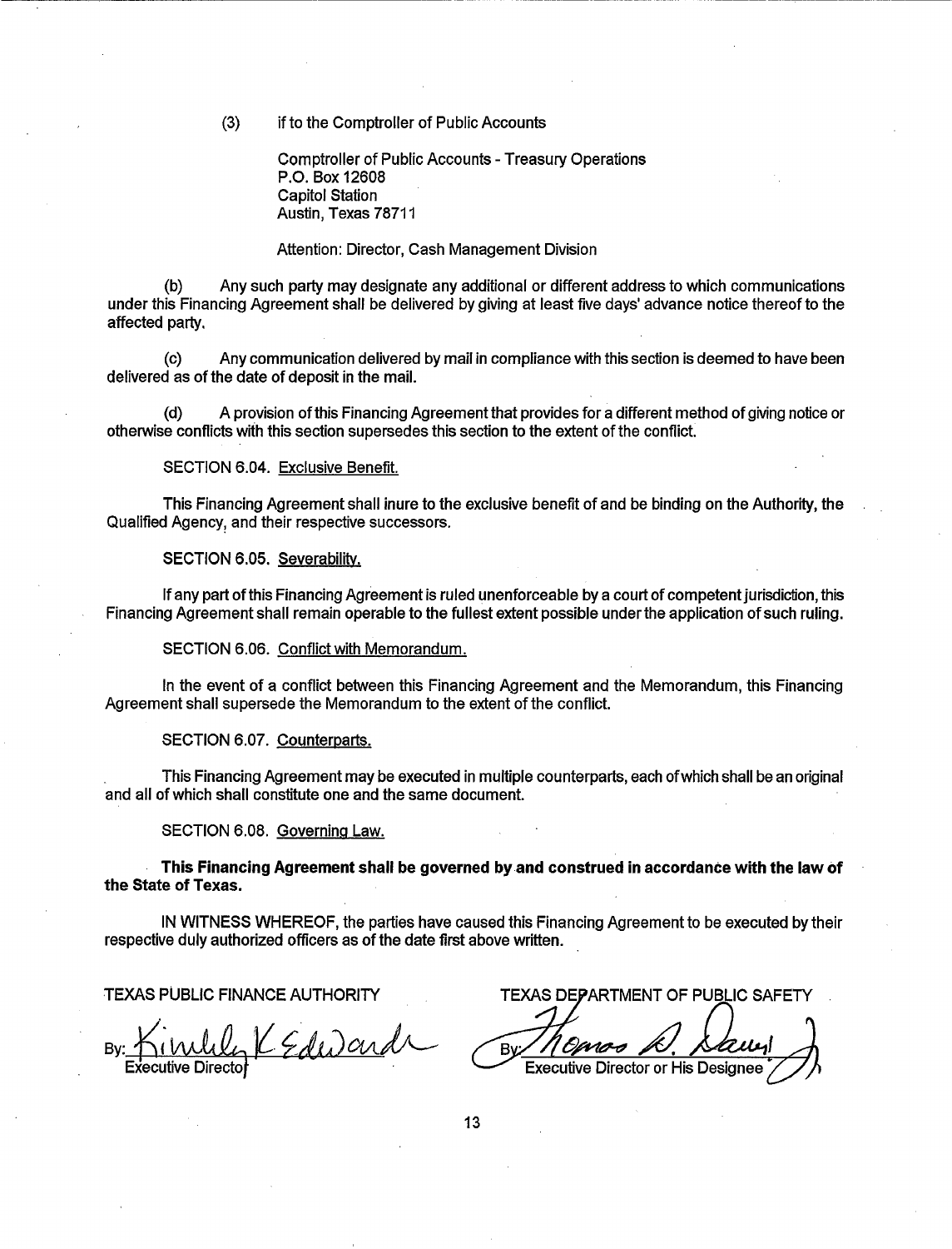(3) if to the Comptroller of Public Accounts

Comptroller of Public Accounts - Treasury Operations
P.O. Box 12608
Capitol Station
Austin, Texas 78711

Attention: Director, Cash Management Division

(b) Any such party may designate any additional or different address to which communications under this Financing Agreement shall be delivered by giving at least five days' advance notice thereof to the affected party.

(c) Any communication delivered by mail in compliance with this section is deemed to have been delivered as of the date of deposit in the mail.

(d) A provision of this Financing Agreement that provides for a different method of giving notice or otherwise conflicts with this section supersedes this section to the extent of the conflict.

SECTION 6.04. Exclusive Benefit.

This Financing Agreement shall inure to the exclusive benefit of and be binding on the Authority, the Qualified Agency, and their respective successors.

SECTION 6.05. Severability.

If any part of this Financing Agreement is ruled unenforceable by a court of competent jurisdiction, this Financing Agreement shall remain operable to the fullest extent possible under the application of such ruling.

SECTION 6.06. Conflict with Memorandum.

In the event of a conflict between this Financing Agreement and the Memorandum, this Financing Agreement shall supersede the Memorandum to the extent of the conflict.

SECTION 6.07. Counterparts.

This Financing Agreement may be executed in multiple counterparts, each of which shall be an original and all of which shall constitute one and the same document.

SECTION 6.08. Governing Law.

**This Financing Agreement shall be governed by and construed in accordance with the law of the State of Texas.**

IN WITNESS WHEREOF, the parties have caused this Financing Agreement to be executed by their respective duly authorized officers as of the date first above written.

TEXAS PUBLIC FINANCE AUTHORITY

By: Kimberly K Edwards
Executive Director

TEXAS DEPARTMENT OF PUBLIC SAFETY

By: Thomas A. Davis
Executive Director or His Designee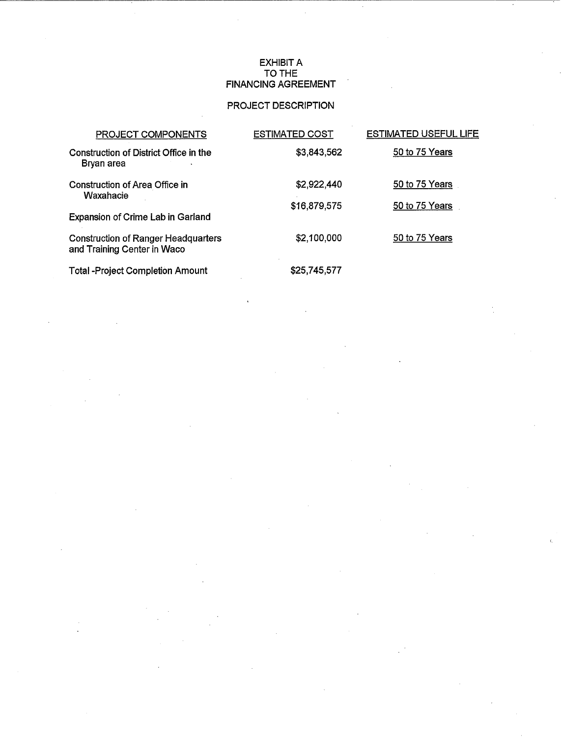# EXHIBIT A
# TO THE
# FINANCING AGREEMENT

## PROJECT DESCRIPTION

| PROJECT COMPONENTS | ESTIMATED COST | ESTIMATED USEFUL LIFE |
|---|---|---|
| Construction of District Office in the Bryan area | $3,843,562 | 50 to 75 Years |
| Construction of Area Office in Waxahacie | $2,922,440 | 50 to 75 Years |
| Expansion of Crime Lab in Garland | $16,879,575 | 50 to 75 Years |
| Construction of Ranger Headquarters and Training Center in Waco | $2,100,000 | 50 to 75 Years |
| Total -Project Completion Amount | $25,745,577 | |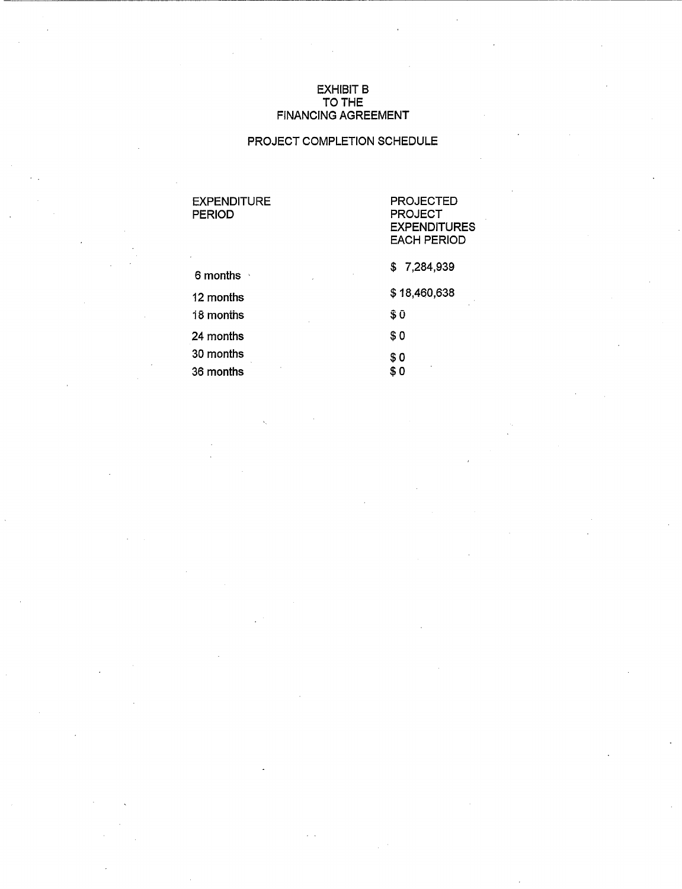# EXHIBIT B
# TO THE
# FINANCING AGREEMENT

## PROJECT COMPLETION SCHEDULE

| EXPENDITURE PERIOD | PROJECTED PROJECT EXPENDITURES EACH PERIOD |
|---|---|
| 6 months | $ 7,284,939 |
| 12 months | $ 18,460,638 |
| 18 months | $ 0 |
| 24 months | $ 0 |
| 30 months | $ 0 |
| 36 months | $ 0 |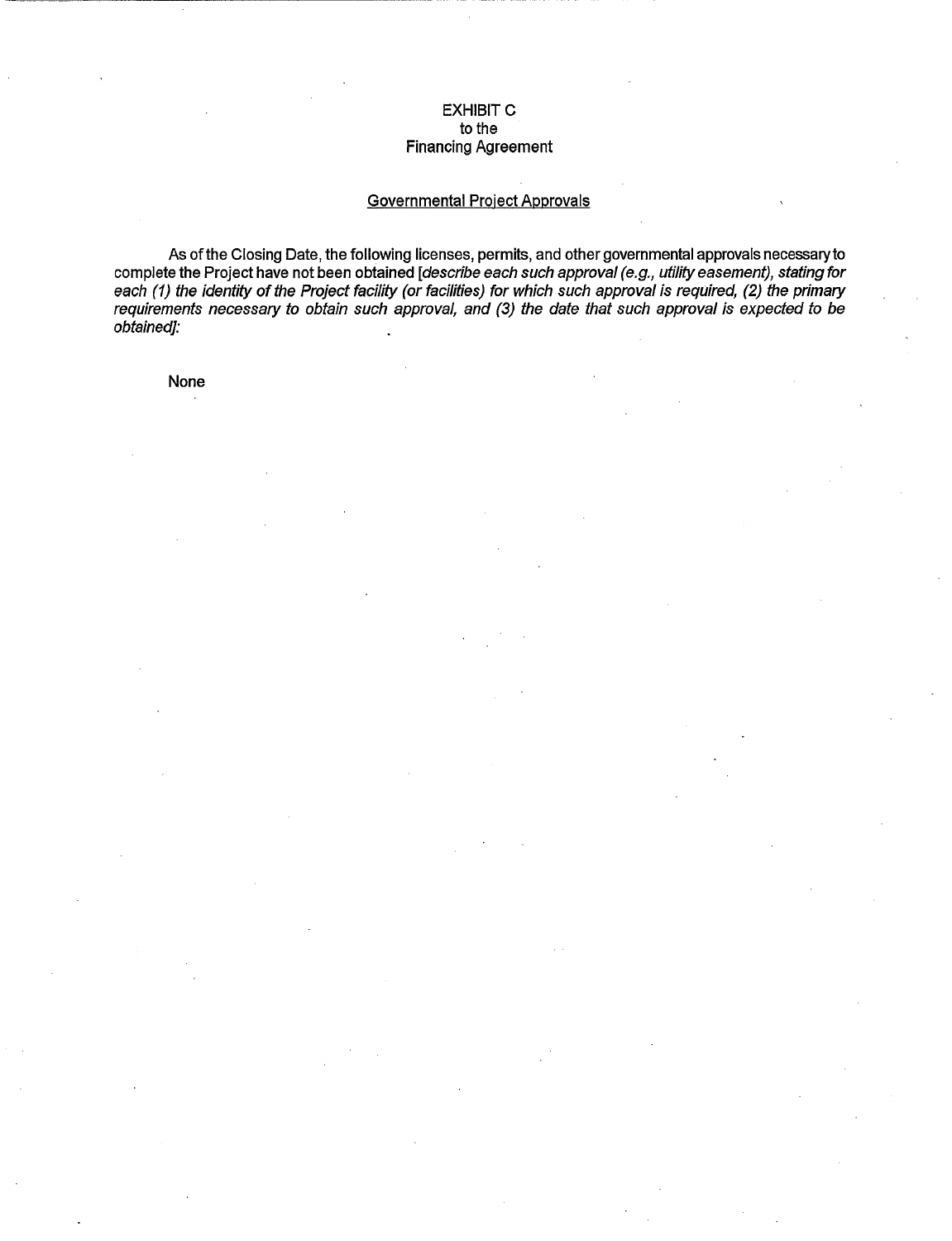EXHIBIT C
to the
Financing Agreement

Governmental Project Approvals

As of the Closing Date, the following licenses, permits, and other governmental approvals necessary to complete the Project have not been obtained [*describe each such approval (e.g., utility easement), stating for each (1) the identity of the Project facility (or facilities) for which such approval is required, (2) the primary requirements necessary to obtain such approval, and (3) the date that such approval is expected to be obtained]:*

None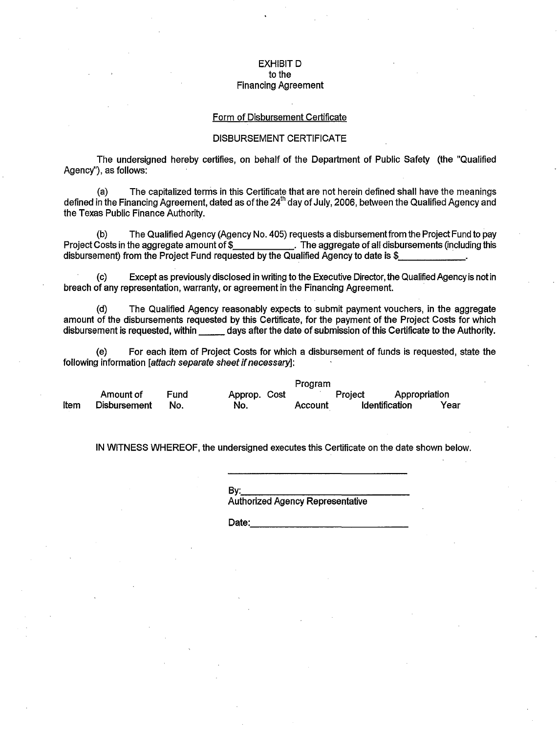EXHIBIT D
to the
Financing Agreement

Form of Disbursement Certificate

DISBURSEMENT CERTIFICATE

The undersigned hereby certifies, on behalf of the Department of Public Safety (the "Qualified Agency"), as follows:

(a) The capitalized terms in this Certificate that are not herein defined shall have the meanings defined in the Financing Agreement, dated as of the 24th day of July, 2006, between the Qualified Agency and the Texas Public Finance Authority.

(b) The Qualified Agency (Agency No. 405) requests a disbursement from the Project Fund to pay Project Costs in the aggregate amount of $\_\_\_\_\_\_\_\_\_\_\_\_. The aggregate of all disbursements (including this disbursement) from the Project Fund requested by the Qualified Agency to date is $\_\_\_\_\_\_\_\_\_\_\_\_\_\_.

(c) Except as previously disclosed in writing to the Executive Director, the Qualified Agency is not in breach of any representation, warranty, or agreement in the Financing Agreement.

(d) The Qualified Agency reasonably expects to submit payment vouchers, in the aggregate amount of the disbursements requested by this Certificate, for the payment of the Project Costs for which disbursement is requested, within \_\_\_\_\_ days after the date of submission of this Certificate to the Authority.

(e) For each item of Project Costs for which a disbursement of funds is requested, state the following information [*attach separate sheet if necessary*]:

| Item | Amount of Disbursement | Fund No. | Approp. No. | Program Cost Account | Project Identification | Appropriation Year |
|---|---|---|---|---|---|---|

IN WITNESS WHEREOF, the undersigned executes this Certificate on the date shown below.

\_\_\_\_\_\_\_\_\_\_\_\_\_\_\_\_\_\_\_\_\_\_\_\_\_\_\_\_\_\_\_\_\_\_

By:\_\_\_\_\_\_\_\_\_\_\_\_\_\_\_\_\_\_\_\_\_\_\_\_\_\_\_\_\_\_\_
Authorized Agency Representative

Date:\_\_\_\_\_\_\_\_\_\_\_\_\_\_\_\_\_\_\_\_\_\_\_\_\_\_\_\_\_\_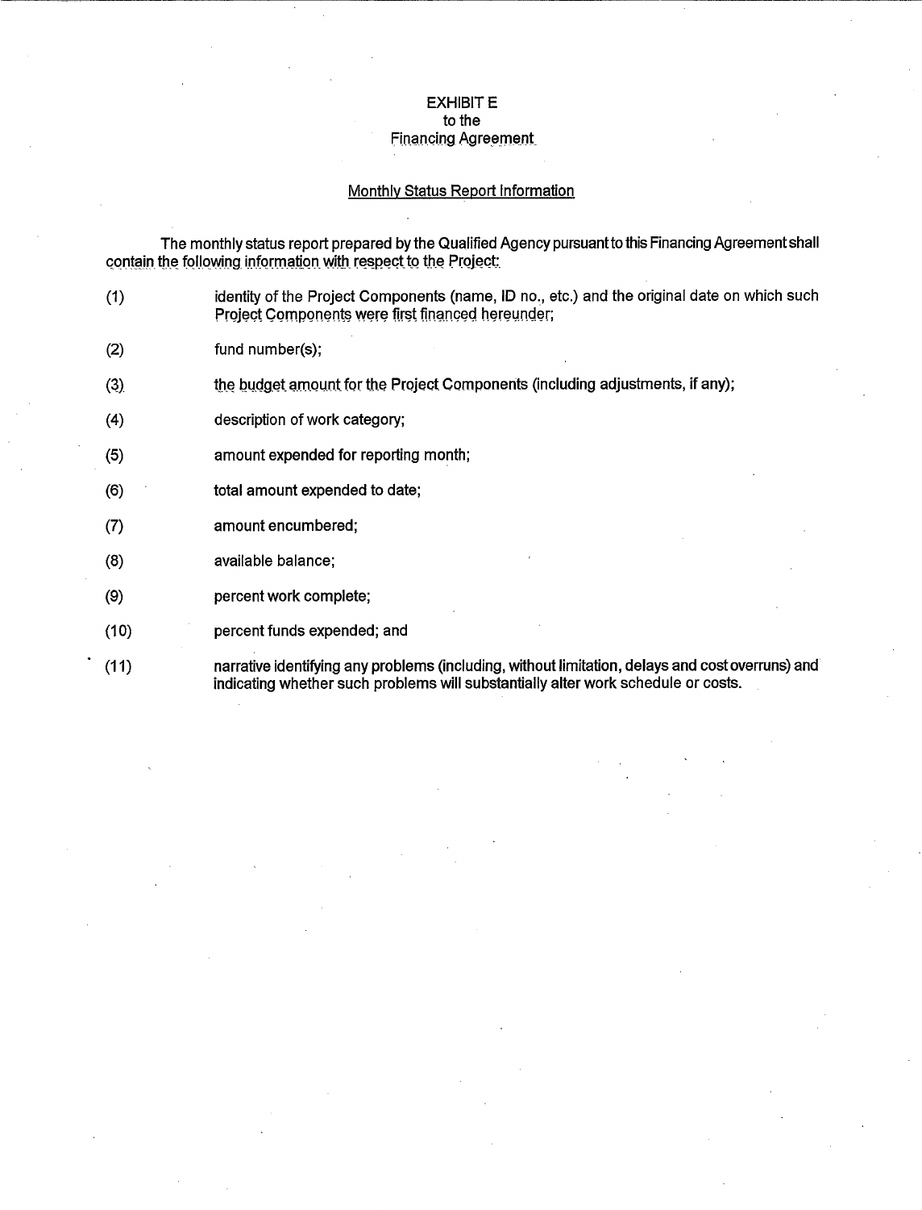# EXHIBIT E
## to the
## Financing Agreement

### Monthly Status Report Information

The monthly status report prepared by the Qualified Agency pursuant to this Financing Agreement shall contain the following information with respect to the Project:

(1) identity of the Project Components (name, ID no., etc.) and the original date on which such Project Components were first financed hereunder;

(2) fund number(s);

(3) the budget amount for the Project Components (including adjustments, if any);

(4) description of work category;

(5) amount expended for reporting month;

(6) total amount expended to date;

(7) amount encumbered;

(8) available balance;

(9) percent work complete;

(10) percent funds expended; and

(11) narrative identifying any problems (including, without limitation, delays and cost overruns) and indicating whether such problems will substantially alter work schedule or costs.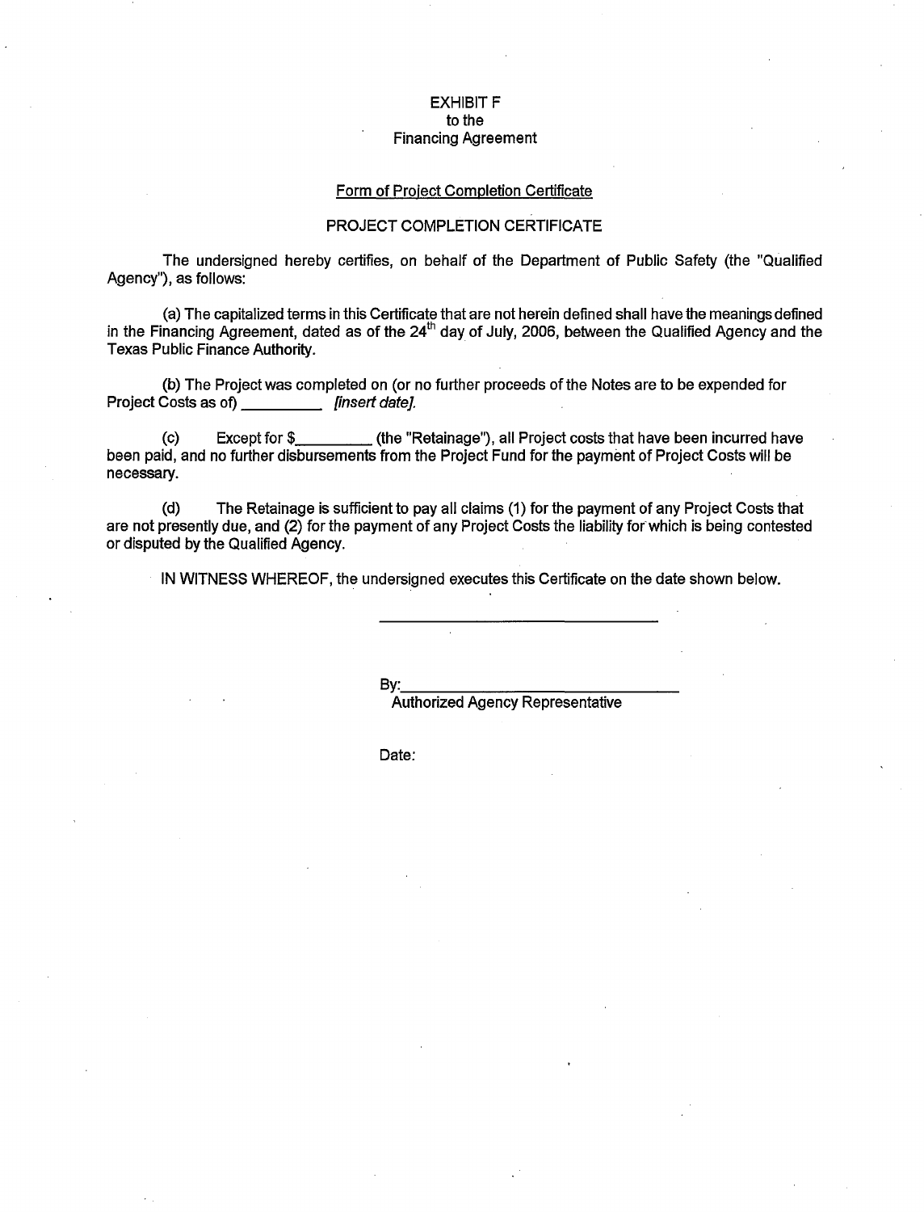EXHIBIT F
to the
Financing Agreement

Form of Project Completion Certificate

PROJECT COMPLETION CERTIFICATE

The undersigned hereby certifies, on behalf of the Department of Public Safety (the "Qualified Agency"), as follows:

(a) The capitalized terms in this Certificate that are not herein defined shall have the meanings defined in the Financing Agreement, dated as of the 24th day of July, 2006, between the Qualified Agency and the Texas Public Finance Authority.

(b) The Project was completed on (or no further proceeds of the Notes are to be expended for Project Costs as of) __________ *[insert date]*.

(c) Except for $__________ (the "Retainage"), all Project costs that have been incurred have been paid, and no further disbursements from the Project Fund for the payment of Project Costs will be necessary.

(d) The Retainage is sufficient to pay all claims (1) for the payment of any Project Costs that are not presently due, and (2) for the payment of any Project Costs the liability for which is being contested or disputed by the Qualified Agency.

IN WITNESS WHEREOF, the undersigned executes this Certificate on the date shown below.

____________________________________

By:____________________________________
Authorized Agency Representative

Date: